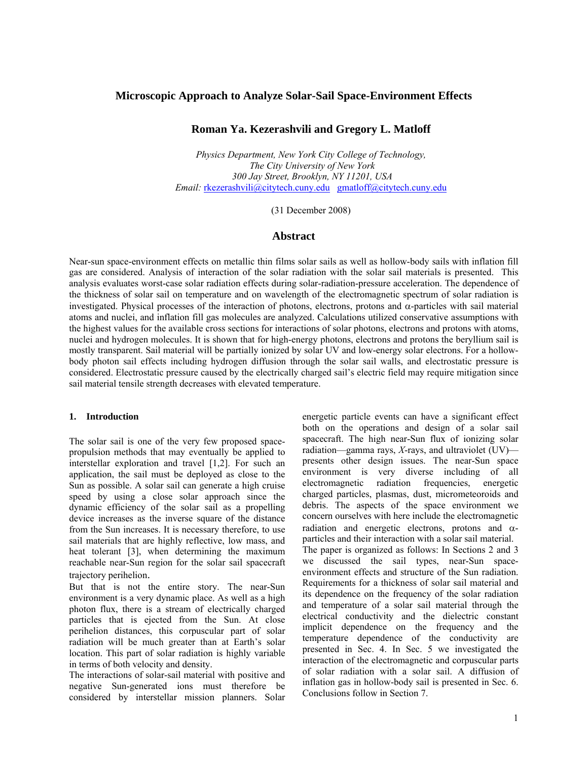# Microscopic Approach to Analyze Solar-Sail Space-Environment Effects

**Roman Ya. Kezerashvili and Gregory L. Matloff**

*Physics Department, New York City College of Technology,*
*The City University of New York*
*300 Jay Street, Brooklyn, NY 11201, USA*
*Email:* rkezerashvili@citytech.cuny.edu gmatloff@citytech.cuny.edu

(31 December 2008)

## Abstract

Near-sun space-environment effects on metallic thin films solar sails as well as hollow-body sails with inflation fill gas are considered. Analysis of interaction of the solar radiation with the solar sail materials is presented. This analysis evaluates worst-case solar radiation effects during solar-radiation-pressure acceleration. The dependence of the thickness of solar sail on temperature and on wavelength of the electromagnetic spectrum of solar radiation is investigated. Physical processes of the interaction of photons, electrons, protons and $\alpha$-particles with sail material atoms and nuclei, and inflation fill gas molecules are analyzed. Calculations utilized conservative assumptions with the highest values for the available cross sections for interactions of solar photons, electrons and protons with atoms, nuclei and hydrogen molecules. It is shown that for high-energy photons, electrons and protons the beryllium sail is mostly transparent. Sail material will be partially ionized by solar UV and low-energy solar electrons. For a hollow-body photon sail effects including hydrogen diffusion through the solar sail walls, and electrostatic pressure is considered. Electrostatic pressure caused by the electrically charged sail's electric field may require mitigation since sail material tensile strength decreases with elevated temperature.

### 1. Introduction

The solar sail is one of the very few proposed space-propulsion methods that may eventually be applied to interstellar exploration and travel [1,2]. For such an application, the sail must be deployed as close to the Sun as possible. A solar sail can generate a high cruise speed by using a close solar approach since the dynamic efficiency of the solar sail as a propelling device increases as the inverse square of the distance from the Sun increases. It is necessary therefore, to use sail materials that are highly reflective, low mass, and heat tolerant [3], when determining the maximum reachable near-Sun region for the solar sail spacecraft trajectory perihelion.

But that is not the entire story. The near-Sun environment is a very dynamic place. As well as a high photon flux, there is a stream of electrically charged particles that is ejected from the Sun. At close perihelion distances, this corpuscular part of solar radiation will be much greater than at Earth's solar location. This part of solar radiation is highly variable in terms of both velocity and density.

The interactions of solar-sail material with positive and negative Sun-generated ions must therefore be considered by interstellar mission planners. Solar energetic particle events can have a significant effect both on the operations and design of a solar sail spacecraft. The high near-Sun flux of ionizing solar radiation—gamma rays, *X*-rays, and ultraviolet (UV)—presents other design issues. The near-Sun space environment is very diverse including of all electromagnetic radiation frequencies, energetic charged particles, plasmas, dust, micrometeoroids and debris. The aspects of the space environment we concern ourselves with here include the electromagnetic radiation and energetic electrons, protons and $\alpha$-particles and their interaction with a solar sail material.

The paper is organized as follows: In Sections 2 and 3 we discussed the sail types, near-Sun space-environment effects and structure of the Sun radiation. Requirements for a thickness of solar sail material and its dependence on the frequency of the solar radiation and temperature of a solar sail material through the electrical conductivity and the dielectric constant implicit dependence on the frequency and the temperature dependence of the conductivity are presented in Sec. 4. In Sec. 5 we investigated the interaction of the electromagnetic and corpuscular parts of solar radiation with a solar sail. A diffusion of inflation gas in hollow-body sail is presented in Sec. 6. Conclusions follow in Section 7.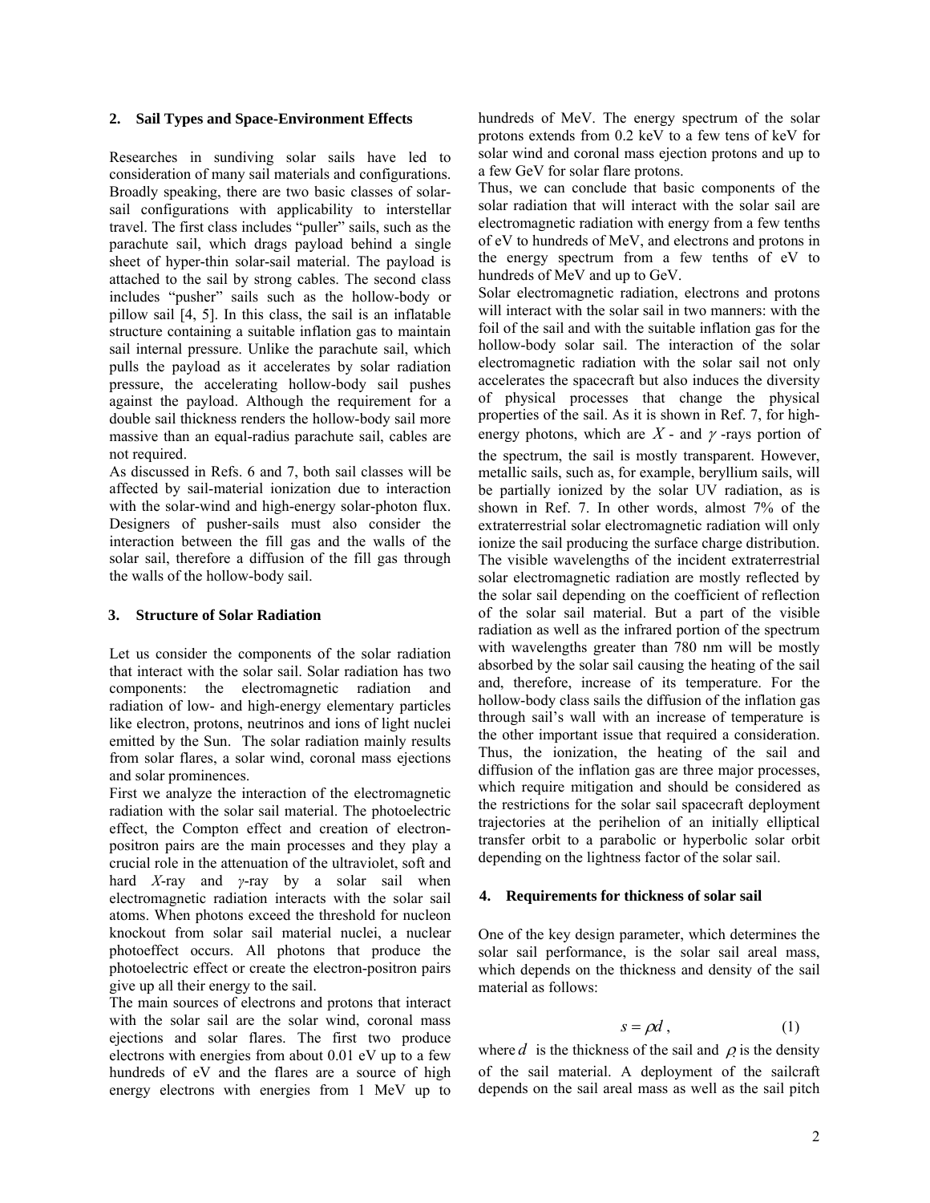## 2. Sail Types and Space-Environment Effects

Researches in sundiving solar sails have led to consideration of many sail materials and configurations. Broadly speaking, there are two basic classes of solar-sail configurations with applicability to interstellar travel. The first class includes "puller" sails, such as the parachute sail, which drags payload behind a single sheet of hyper-thin solar-sail material. The payload is attached to the sail by strong cables. The second class includes "pusher" sails such as the hollow-body or pillow sail [4, 5]. In this class, the sail is an inflatable structure containing a suitable inflation gas to maintain sail internal pressure. Unlike the parachute sail, which pulls the payload as it accelerates by solar radiation pressure, the accelerating hollow-body sail pushes against the payload. Although the requirement for a double sail thickness renders the hollow-body sail more massive than an equal-radius parachute sail, cables are not required.

As discussed in Refs. 6 and 7, both sail classes will be affected by sail-material ionization due to interaction with the solar-wind and high-energy solar-photon flux. Designers of pusher-sails must also consider the interaction between the fill gas and the walls of the solar sail, therefore a diffusion of the fill gas through the walls of the hollow-body sail.

## 3. Structure of Solar Radiation

Let us consider the components of the solar radiation that interact with the solar sail. Solar radiation has two components: the electromagnetic radiation and radiation of low- and high-energy elementary particles like electron, protons, neutrinos and ions of light nuclei emitted by the Sun. The solar radiation mainly results from solar flares, a solar wind, coronal mass ejections and solar prominences.

First we analyze the interaction of the electromagnetic radiation with the solar sail material. The photoelectric effect, the Compton effect and creation of electron-positron pairs are the main processes and they play a crucial role in the attenuation of the ultraviolet, soft and hard *X*-ray and *γ*-ray by a solar sail when electromagnetic radiation interacts with the solar sail atoms. When photons exceed the threshold for nucleon knockout from solar sail material nuclei, a nuclear photoeffect occurs. All photons that produce the photoelectric effect or create the electron-positron pairs give up all their energy to the sail.

The main sources of electrons and protons that interact with the solar sail are the solar wind, coronal mass ejections and solar flares. The first two produce electrons with energies from about 0.01 eV up to a few hundreds of eV and the flares are a source of high energy electrons with energies from 1 MeV up to hundreds of MeV. The energy spectrum of the solar protons extends from 0.2 keV to a few tens of keV for solar wind and coronal mass ejection protons and up to a few GeV for solar flare protons.

Thus, we can conclude that basic components of the solar radiation that will interact with the solar sail are electromagnetic radiation with energy from a few tenths of eV to hundreds of MeV, and electrons and protons in the energy spectrum from a few tenths of eV to hundreds of MeV and up to GeV.

Solar electromagnetic radiation, electrons and protons will interact with the solar sail in two manners: with the foil of the sail and with the suitable inflation gas for the hollow-body solar sail. The interaction of the solar electromagnetic radiation with the solar sail not only accelerates the spacecraft but also induces the diversity of physical processes that change the physical properties of the sail. As it is shown in Ref. 7, for high-energy photons, which are $X$ - and $\gamma$ -rays portion of the spectrum, the sail is mostly transparent. However, metallic sails, such as, for example, beryllium sails, will be partially ionized by the solar UV radiation, as is shown in Ref. 7. In other words, almost 7% of the extraterrestrial solar electromagnetic radiation will only ionize the sail producing the surface charge distribution. The visible wavelengths of the incident extraterrestrial solar electromagnetic radiation are mostly reflected by the solar sail depending on the coefficient of reflection of the solar sail material. But a part of the visible radiation as well as the infrared portion of the spectrum with wavelengths greater than 780 nm will be mostly absorbed by the solar sail causing the heating of the sail and, therefore, increase of its temperature. For the hollow-body class sails the diffusion of the inflation gas through sail's wall with an increase of temperature is the other important issue that required a consideration. Thus, the ionization, the heating of the sail and diffusion of the inflation gas are three major processes, which require mitigation and should be considered as the restrictions for the solar sail spacecraft deployment trajectories at the perihelion of an initially elliptical transfer orbit to a parabolic or hyperbolic solar orbit depending on the lightness factor of the solar sail.

## 4. Requirements for thickness of solar sail

One of the key design parameter, which determines the solar sail performance, is the solar sail areal mass, which depends on the thickness and density of the sail material as follows:

$$s = \rho d\,, \tag{1}$$

where $d$ is the thickness of the sail and $\rho$ is the density of the sail material. A deployment of the sailcraft depends on the sail areal mass as well as the sail pitch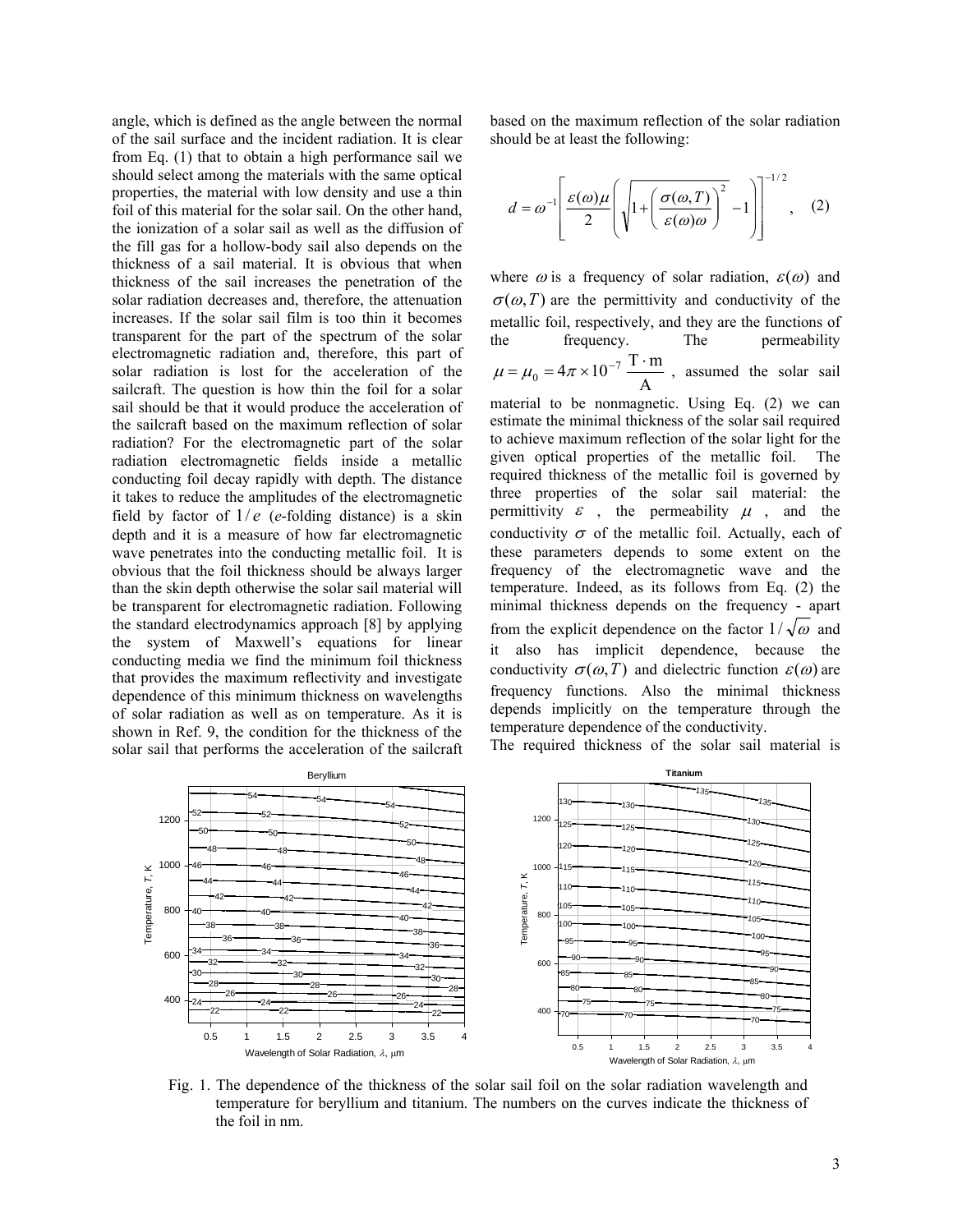angle, which is defined as the angle between the normal of the sail surface and the incident radiation. It is clear from Eq. (1) that to obtain a high performance sail we should select among the materials with the same optical properties, the material with low density and use a thin foil of this material for the solar sail. On the other hand, the ionization of a solar sail as well as the diffusion of the fill gas for a hollow-body sail also depends on the thickness of a sail material. It is obvious that when thickness of the sail increases the penetration of the solar radiation decreases and, therefore, the attenuation increases. If the solar sail film is too thin it becomes transparent for the part of the spectrum of the solar electromagnetic radiation and, therefore, this part of solar radiation is lost for the acceleration of the sailcraft. The question is how thin the foil for a solar sail should be that it would produce the acceleration of the sailcraft based on the maximum reflection of solar radiation? For the electromagnetic part of the solar radiation electromagnetic fields inside a metallic conducting foil decay rapidly with depth. The distance it takes to reduce the amplitudes of the electromagnetic field by factor of $1/e$ ($e$-folding distance) is a skin depth and it is a measure of how far electromagnetic wave penetrates into the conducting metallic foil. It is obvious that the foil thickness should be always larger than the skin depth otherwise the solar sail material will be transparent for electromagnetic radiation. Following the standard electrodynamics approach [8] by applying the system of Maxwell's equations for linear conducting media we find the minimum foil thickness that provides the maximum reflectivity and investigate dependence of this minimum thickness on wavelengths of solar radiation as well as on temperature. As it is shown in Ref. 9, the condition for the thickness of the solar sail that performs the acceleration of the sailcraft based on the maximum reflection of the solar radiation should be at least the following:

$$d = \omega^{-1}\left[\frac{\varepsilon(\omega)\mu}{2}\left(\sqrt{1+\left(\frac{\sigma(\omega,T)}{\varepsilon(\omega)\omega}\right)^2}-1\right)\right]^{-1/2}, \quad (2)$$

where $\omega$ is a frequency of solar radiation, $\varepsilon(\omega)$ and $\sigma(\omega,T)$ are the permittivity and conductivity of the metallic foil, respectively, and they are the functions of the frequency. The permeability $\mu = \mu_0 = 4\pi\times10^{-7}\ \frac{\mathrm{T\cdot m}}{\mathrm{A}}$, assumed the solar sail material to be nonmagnetic. Using Eq. (2) we can estimate the minimal thickness of the solar sail required to achieve maximum reflection of the solar light for the given optical properties of the metallic foil. The required thickness of the metallic foil is governed by three properties of the solar sail material: the permittivity $\varepsilon$, the permeability $\mu$, and the conductivity $\sigma$ of the metallic foil. Actually, each of these parameters depends to some extent on the frequency of the electromagnetic wave and the temperature. Indeed, as its follows from Eq. (2) the minimal thickness depends on the frequency - apart from the explicit dependence on the factor $1/\sqrt{\omega}$ and it also has implicit dependence, because the conductivity $\sigma(\omega,T)$ and dielectric function $\varepsilon(\omega)$ are frequency functions. Also the minimal thickness depends implicitly on the temperature through the temperature dependence of the conductivity.

The required thickness of the solar sail material is

Fig. 1. The dependence of the thickness of the solar sail foil on the solar radiation wavelength and temperature for beryllium and titanium. The numbers on the curves indicate the thickness of the foil in nm.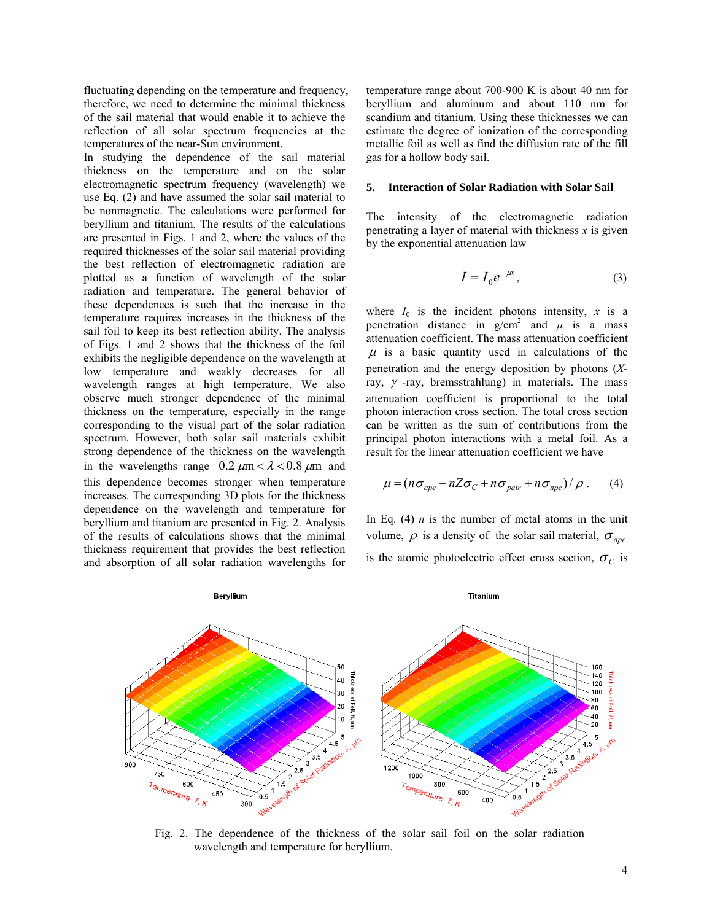fluctuating depending on the temperature and frequency, therefore, we need to determine the minimal thickness of the sail material that would enable it to achieve the reflection of all solar spectrum frequencies at the temperatures of the near-Sun environment.

In studying the dependence of the sail material thickness on the temperature and on the solar electromagnetic spectrum frequency (wavelength) we use Eq. (2) and have assumed the solar sail material to be nonmagnetic. The calculations were performed for beryllium and titanium. The results of the calculations are presented in Figs. 1 and 2, where the values of the required thicknesses of the solar sail material providing the best reflection of electromagnetic radiation are plotted as a function of wavelength of the solar radiation and temperature. The general behavior of these dependences is such that the increase in the temperature requires increases in the thickness of the sail foil to keep its best reflection ability. The analysis of Figs. 1 and 2 shows that the thickness of the foil exhibits the negligible dependence on the wavelength at low temperature and weakly decreases for all wavelength ranges at high temperature. We also observe much stronger dependence of the minimal thickness on the temperature, especially in the range corresponding to the visual part of the solar radiation spectrum. However, both solar sail materials exhibit strong dependence of the thickness on the wavelength in the wavelengths range $0.2\,\mu\text{m} < \lambda < 0.8\,\mu\text{m}$ and this dependence becomes stronger when temperature increases. The corresponding 3D plots for the thickness dependence on the wavelength and temperature for beryllium and titanium are presented in Fig. 2. Analysis of the results of calculations shows that the minimal thickness requirement that provides the best reflection and absorption of all solar radiation wavelengths for temperature range about 700-900 K is about 40 nm for beryllium and aluminum and about 110 nm for scandium and titanium. Using these thicknesses we can estimate the degree of ionization of the corresponding metallic foil as well as find the diffusion rate of the fill gas for a hollow body sail.

## 5. Interaction of Solar Radiation with Solar Sail

The intensity of the electromagnetic radiation penetrating a layer of material with thickness $x$ is given by the exponential attenuation law

$$I = I_0 e^{-\mu x}, \tag{3}$$

where $I_0$ is the incident photons intensity, $x$ is a penetration distance in g/cm$^2$ and $\mu$ is a mass attenuation coefficient. The mass attenuation coefficient $\mu$ is a basic quantity used in calculations of the penetration and the energy deposition by photons ($X$-ray, $\gamma$ -ray, bremsstrahlung) in materials. The mass attenuation coefficient is proportional to the total photon interaction cross section. The total cross section can be written as the sum of contributions from the principal photon interactions with a metal foil. As a result for the linear attenuation coefficient we have

$$\mu = (n\sigma_{ape} + nZ\sigma_C + n\sigma_{pair} + n\sigma_{npe})/\rho\,. \tag{4}$$

In Eq. (4) $n$ is the number of metal atoms in the unit volume, $\rho$ is a density of the solar sail material, $\sigma_{ape}$ is the atomic photoelectric effect cross section, $\sigma_C$ is

Fig. 2. The dependence of the thickness of the solar sail foil on the solar radiation wavelength and temperature for beryllium.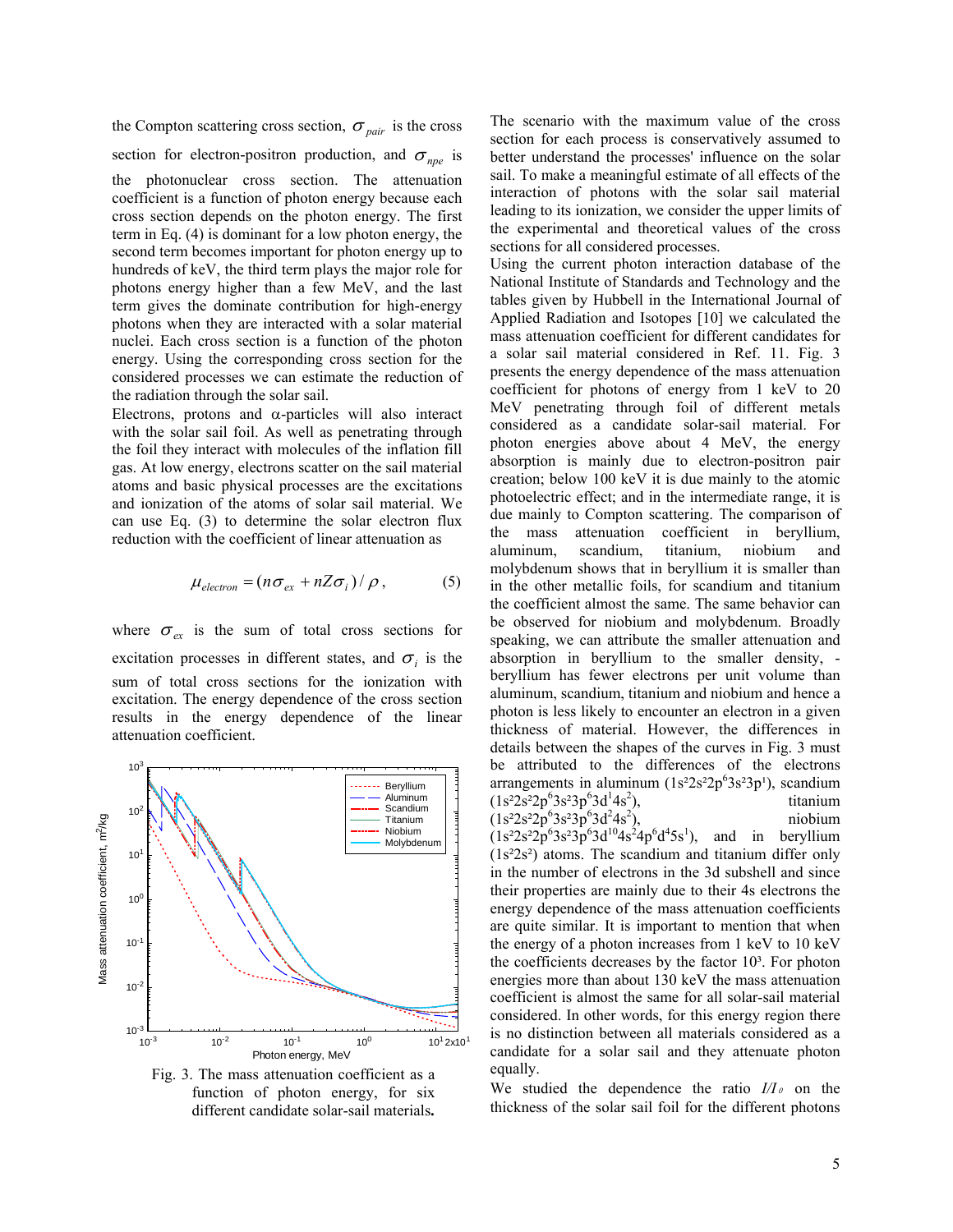the Compton scattering cross section, $\sigma_{pair}$ is the cross section for electron-positron production, and $\sigma_{npe}$ is the photonuclear cross section. The attenuation coefficient is a function of photon energy because each cross section depends on the photon energy. The first term in Eq. (4) is dominant for a low photon energy, the second term becomes important for photon energy up to hundreds of keV, the third term plays the major role for photons energy higher than a few MeV, and the last term gives the dominate contribution for high-energy photons when they are interacted with a solar material nuclei. Each cross section is a function of the photon energy. Using the corresponding cross section for the considered processes we can estimate the reduction of the radiation through the solar sail.

Electrons, protons and α-particles will also interact with the solar sail foil. As well as penetrating through the foil they interact with molecules of the inflation fill gas. At low energy, electrons scatter on the sail material atoms and basic physical processes are the excitations and ionization of the atoms of solar sail material. We can use Eq. (3) to determine the solar electron flux reduction with the coefficient of linear attenuation as

$$\mu_{electron} = (n\sigma_{ex} + nZ\sigma_i)/\rho, \qquad (5)$$

where $\sigma_{ex}$ is the sum of total cross sections for excitation processes in different states, and $\sigma_i$ is the sum of total cross sections for the ionization with excitation. The energy dependence of the cross section results in the energy dependence of the linear attenuation coefficient.

Fig. 3. The mass attenuation coefficient as a function of photon energy, for six different candidate solar-sail materials.

The scenario with the maximum value of the cross section for each process is conservatively assumed to better understand the processes' influence on the solar sail. To make a meaningful estimate of all effects of the interaction of photons with the solar sail material leading to its ionization, we consider the upper limits of the experimental and theoretical values of the cross sections for all considered processes.

Using the current photon interaction database of the National Institute of Standards and Technology and the tables given by Hubbell in the International Journal of Applied Radiation and Isotopes [10] we calculated the mass attenuation coefficient for different candidates for a solar sail material considered in Ref. 11. Fig. 3 presents the energy dependence of the mass attenuation coefficient for photons of energy from 1 keV to 20 MeV penetrating through foil of different metals considered as a candidate solar-sail material. For photon energies above about 4 MeV, the energy absorption is mainly due to electron-positron pair creation; below 100 keV it is due mainly to the atomic photoelectric effect; and in the intermediate range, it is due mainly to Compton scattering. The comparison of the mass attenuation coefficient in beryllium, aluminum, scandium, titanium, niobium and molybdenum shows that in beryllium it is smaller than in the other metallic foils, for scandium and titanium the coefficient almost the same. The same behavior can be observed for niobium and molybdenum. Broadly speaking, we can attribute the smaller attenuation and absorption in beryllium to the smaller density, - beryllium has fewer electrons per unit volume than aluminum, scandium, titanium and niobium and hence a photon is less likely to encounter an electron in a given thickness of material. However, the differences in details between the shapes of the curves in Fig. 3 must be attributed to the differences of the electrons arrangements in aluminum ($1s^2 2s^2 2p^6 3s^2 3p^1$), scandium ($1s^2 2s^2 2p^6 3s^2 3p^6 3d^1 4s^2$), titanium ($1s^2 2s^2 2p^6 3s^2 3p^6 3d^2 4s^2$), niobium ($1s^2 2s^2 2p^6 3s^2 3p^6 3d^{10} 4s^2 4p^6 d^4 5s^1$), and in beryllium ($1s^2 2s^2$) atoms. The scandium and titanium differ only in the number of electrons in the 3d subshell and since their properties are mainly due to their 4s electrons the energy dependence of the mass attenuation coefficients are quite similar. It is important to mention that when the energy of a photon increases from 1 keV to 10 keV the coefficients decreases by the factor $10^3$. For photon energies more than about 130 keV the mass attenuation coefficient is almost the same for all solar-sail material considered. In other words, for this energy region there is no distinction between all materials considered as a candidate for a solar sail and they attenuate photon equally.

We studied the dependence the ratio $I/I_0$ on the thickness of the solar sail foil for the different photons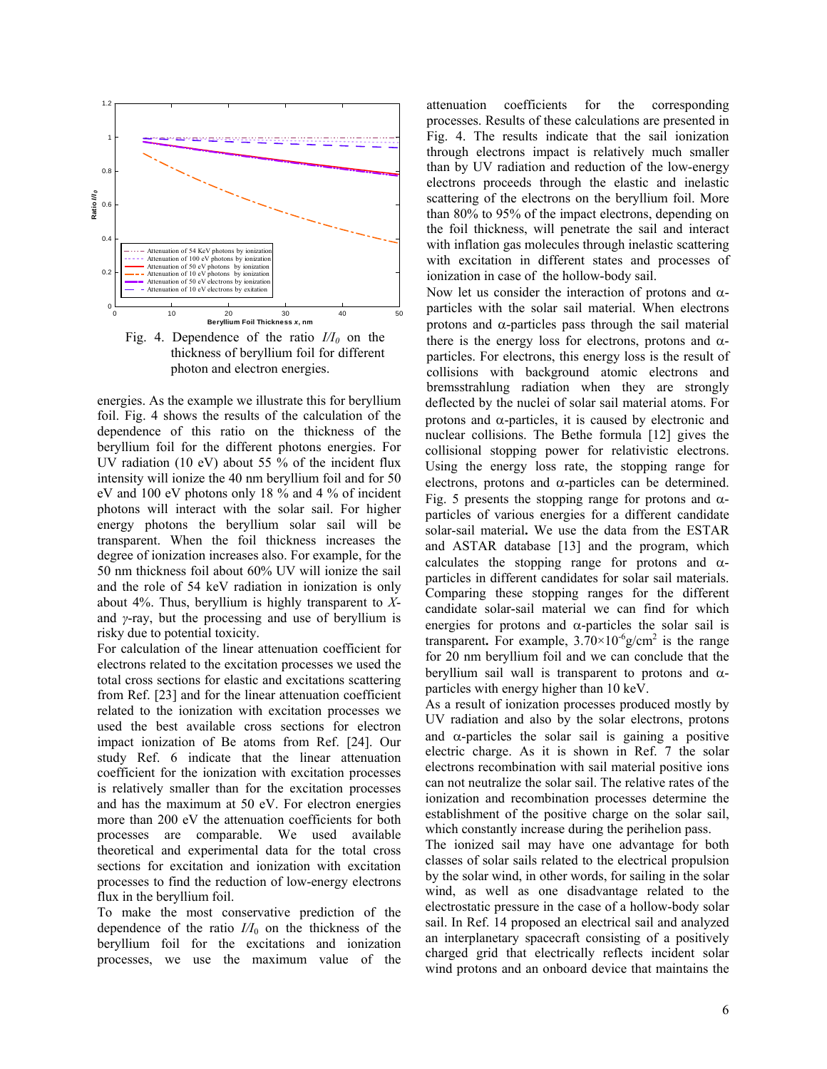Fig. 4. Dependence of the ratio $I/I_0$ on the thickness of beryllium foil for different photon and electron energies.

energies. As the example we illustrate this for beryllium foil. Fig. 4 shows the results of the calculation of the dependence of this ratio on the thickness of the beryllium foil for the different photons energies. For UV radiation (10 eV) about 55 % of the incident flux intensity will ionize the 40 nm beryllium foil and for 50 eV and 100 eV photons only 18 % and 4 % of incident photons will interact with the solar sail. For higher energy photons the beryllium solar sail will be transparent. When the foil thickness increases the degree of ionization increases also. For example, for the 50 nm thickness foil about 60% UV will ionize the sail and the role of 54 keV radiation in ionization is only about 4%. Thus, beryllium is highly transparent to *X*- and *γ*-ray, but the processing and use of beryllium is risky due to potential toxicity.

For calculation of the linear attenuation coefficient for electrons related to the excitation processes we used the total cross sections for elastic and excitations scattering from Ref. [23] and for the linear attenuation coefficient related to the ionization with excitation processes we used the best available cross sections for electron impact ionization of Be atoms from Ref. [24]. Our study Ref. 6 indicate that the linear attenuation coefficient for the ionization with excitation processes is relatively smaller than for the excitation processes and has the maximum at 50 eV. For electron energies more than 200 eV the attenuation coefficients for both processes are comparable. We used available theoretical and experimental data for the total cross sections for excitation and ionization with excitation processes to find the reduction of low-energy electrons flux in the beryllium foil.

To make the most conservative prediction of the dependence of the ratio $I/I_0$ on the thickness of the beryllium foil for the excitations and ionization processes, we use the maximum value of the attenuation coefficients for the corresponding processes. Results of these calculations are presented in Fig. 4. The results indicate that the sail ionization through electrons impact is relatively much smaller than by UV radiation and reduction of the low-energy electrons proceeds through the elastic and inelastic scattering of the electrons on the beryllium foil. More than 80% to 95% of the impact electrons, depending on the foil thickness, will penetrate the sail and interact with inflation gas molecules through inelastic scattering with excitation in different states and processes of ionization in case of the hollow-body sail.

Now let us consider the interaction of protons and $\alpha$-particles with the solar sail material. When electrons protons and $\alpha$-particles pass through the sail material there is the energy loss for electrons, protons and $\alpha$-particles. For electrons, this energy loss is the result of collisions with background atomic electrons and bremsstrahlung radiation when they are strongly deflected by the nuclei of solar sail material atoms. For protons and $\alpha$-particles, it is caused by electronic and nuclear collisions. The Bethe formula [12] gives the collisional stopping power for relativistic electrons. Using the energy loss rate, the stopping range for electrons, protons and $\alpha$-particles can be determined. Fig. 5 presents the stopping range for protons and $\alpha$-particles of various energies for a different candidate solar-sail material**.** We use the data from the ESTAR and ASTAR database [13] and the program, which calculates the stopping range for protons and $\alpha$-particles in different candidates for solar sail materials. Comparing these stopping ranges for the different candidate solar-sail material we can find for which energies for protons and $\alpha$-particles the solar sail is transparent**.** For example, $3.70\times10^{-6}$g/cm$^2$ is the range for 20 nm beryllium foil and we can conclude that the beryllium sail wall is transparent to protons and $\alpha$-particles with energy higher than 10 keV.

As a result of ionization processes produced mostly by UV radiation and also by the solar electrons, protons and $\alpha$-particles the solar sail is gaining a positive electric charge. As it is shown in Ref. 7 the solar electrons recombination with sail material positive ions can not neutralize the solar sail. The relative rates of the ionization and recombination processes determine the establishment of the positive charge on the solar sail, which constantly increase during the perihelion pass.

The ionized sail may have one advantage for both classes of solar sails related to the electrical propulsion by the solar wind, in other words, for sailing in the solar wind, as well as one disadvantage related to the electrostatic pressure in the case of a hollow-body solar sail. In Ref. 14 proposed an electrical sail and analyzed an interplanetary spacecraft consisting of a positively charged grid that electrically reflects incident solar wind protons and an onboard device that maintains the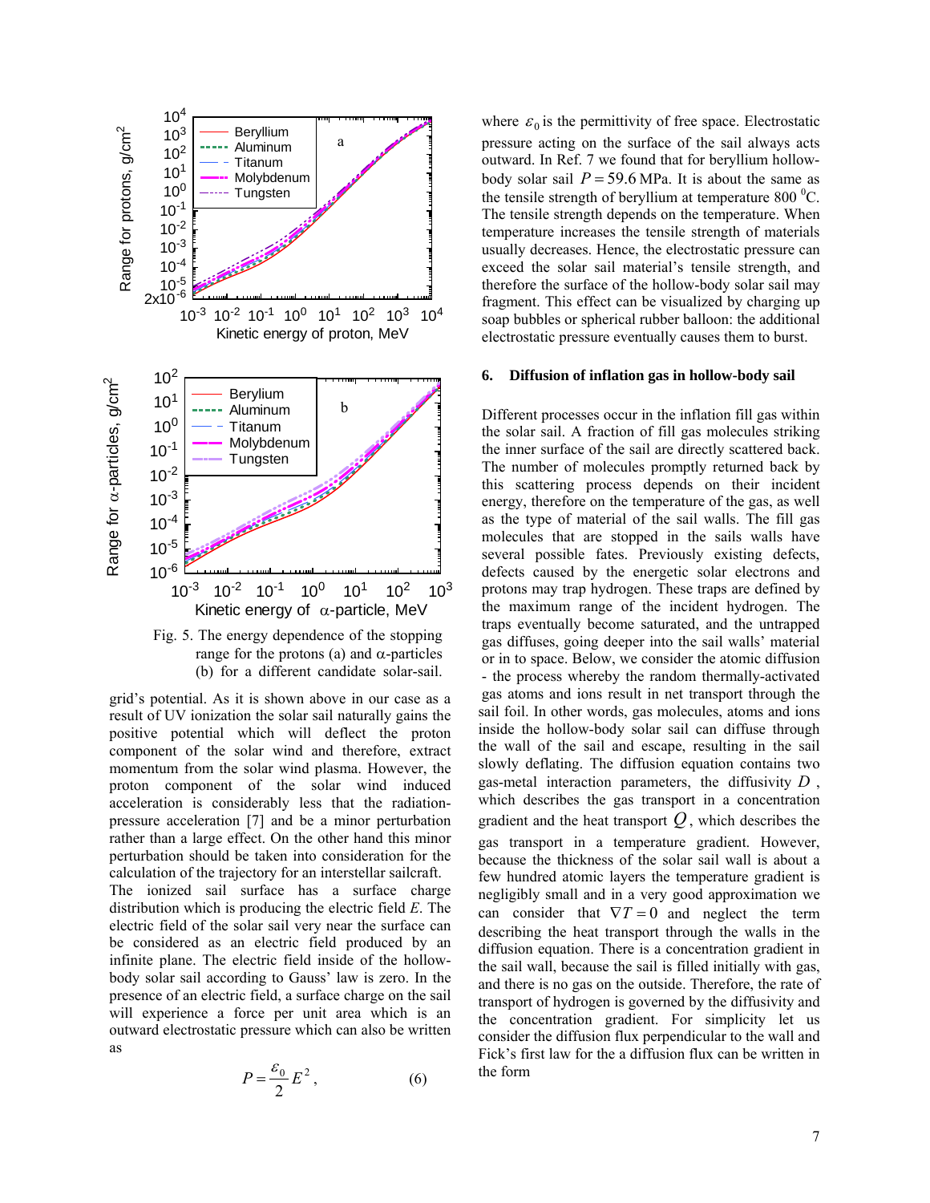Fig. 5. The energy dependence of the stopping range for the protons (a) and α-particles (b) for a different candidate solar-sail.

grid's potential. As it is shown above in our case as a result of UV ionization the solar sail naturally gains the positive potential which will deflect the proton component of the solar wind and therefore, extract momentum from the solar wind plasma. However, the proton component of the solar wind induced acceleration is considerably less that the radiation-pressure acceleration [7] and be a minor perturbation rather than a large effect. On the other hand this minor perturbation should be taken into consideration for the calculation of the trajectory for an interstellar sailcraft.

The ionized sail surface has a surface charge distribution which is producing the electric field $E$. The electric field of the solar sail very near the surface can be considered as an electric field produced by an infinite plane. The electric field inside of the hollow-body solar sail according to Gauss' law is zero. In the presence of an electric field, a surface charge on the sail will experience a force per unit area which is an outward electrostatic pressure which can also be written as

$$P = \frac{\varepsilon_0}{2} E^2 , \qquad (6)$$

where $\varepsilon_0$ is the permittivity of free space. Electrostatic pressure acting on the surface of the sail always acts outward. In Ref. 7 we found that for beryllium hollow-body solar sail $P = 59.6$ MPa. It is about the same as the tensile strength of beryllium at temperature 800 $^0$C. The tensile strength depends on the temperature. When temperature increases the tensile strength of materials usually decreases. Hence, the electrostatic pressure can exceed the solar sail material's tensile strength, and therefore the surface of the hollow-body solar sail may fragment. This effect can be visualized by charging up soap bubbles or spherical rubber balloon: the additional electrostatic pressure eventually causes them to burst.

## 6. Diffusion of inflation gas in hollow-body sail

Different processes occur in the inflation fill gas within the solar sail. A fraction of fill gas molecules striking the inner surface of the sail are directly scattered back. The number of molecules promptly returned back by this scattering process depends on their incident energy, therefore on the temperature of the gas, as well as the type of material of the sail walls. The fill gas molecules that are stopped in the sails walls have several possible fates. Previously existing defects, defects caused by the energetic solar electrons and protons may trap hydrogen. These traps are defined by the maximum range of the incident hydrogen. The traps eventually become saturated, and the untrapped gas diffuses, going deeper into the sail walls' material or in to space. Below, we consider the atomic diffusion - the process whereby the random thermally-activated gas atoms and ions result in net transport through the sail foil. In other words, gas molecules, atoms and ions inside the hollow-body solar sail can diffuse through the wall of the sail and escape, resulting in the sail slowly deflating. The diffusion equation contains two gas-metal interaction parameters, the diffusivity $D$, which describes the gas transport in a concentration gradient and the heat transport $Q$, which describes the gas transport in a temperature gradient. However, because the thickness of the solar sail wall is about a few hundred atomic layers the temperature gradient is negligibly small and in a very good approximation we can consider that $\nabla T = 0$ and neglect the term describing the heat transport through the walls in the diffusion equation. There is a concentration gradient in the sail wall, because the sail is filled initially with gas, and there is no gas on the outside. Therefore, the rate of transport of hydrogen is governed by the diffusivity and the concentration gradient. For simplicity let us consider the diffusion flux perpendicular to the wall and Fick's first law for the a diffusion flux can be written in the form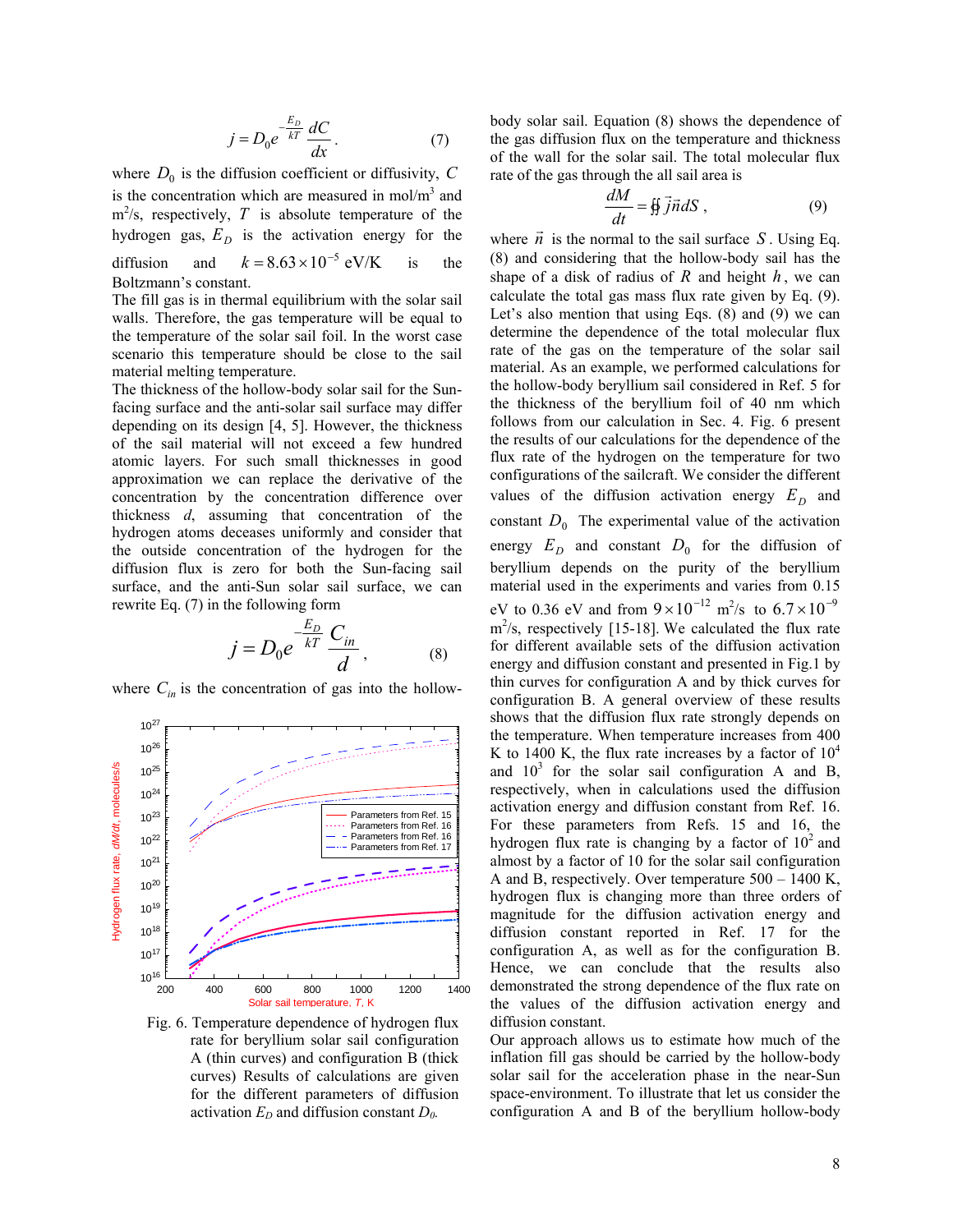$$j = D_0 e^{-\frac{E_D}{kT}} \frac{dC}{dx}. \qquad (7)$$

where $D_0$ is the diffusion coefficient or diffusivity, $C$ is the concentration which are measured in mol/m$^3$ and m$^2$/s, respectively, $T$ is absolute temperature of the hydrogen gas, $E_D$ is the activation energy for the diffusion and $k = 8.63 \times 10^{-5}$ eV/K is the Boltzmann's constant.

The fill gas is in thermal equilibrium with the solar sail walls. Therefore, the gas temperature will be equal to the temperature of the solar sail foil. In the worst case scenario this temperature should be close to the sail material melting temperature.

The thickness of the hollow-body solar sail for the Sun-facing surface and the anti-solar sail surface may differ depending on its design [4, 5]. However, the thickness of the sail material will not exceed a few hundred atomic layers. For such small thicknesses in good approximation we can replace the derivative of the concentration by the concentration difference over thickness $d$, assuming that concentration of the hydrogen atoms deceases uniformly and consider that the outside concentration of the hydrogen for the diffusion flux is zero for both the Sun-facing sail surface, and the anti-Sun solar sail surface, we can rewrite Eq. (7) in the following form

$$j = D_0 e^{-\frac{E_D}{kT}} \frac{C_{in}}{d}, \qquad (8)$$

where $C_{in}$ is the concentration of gas into the hollow-body solar sail. Equation (8) shows the dependence of the gas diffusion flux on the temperature and thickness of the wall for the solar sail. The total molecular flux rate of the gas through the all sail area is

$$\frac{dM}{dt} = \oiint \vec{j}\vec{n}dS, \qquad (9)$$

where $\vec{n}$ is the normal to the sail surface $S$. Using Eq. (8) and considering that the hollow-body sail has the shape of a disk of radius of $R$ and height $h$, we can calculate the total gas mass flux rate given by Eq. (9). Let's also mention that using Eqs. (8) and (9) we can determine the dependence of the total molecular flux rate of the gas on the temperature of the solar sail material. As an example, we performed calculations for the hollow-body beryllium sail considered in Ref. 5 for the thickness of the beryllium foil of 40 nm which follows from our calculation in Sec. 4. Fig. 6 present the results of our calculations for the dependence of the flux rate of the hydrogen on the temperature for two configurations of the sailcraft. We consider the different values of the diffusion activation energy $E_D$ and constant $D_0$ The experimental value of the activation energy $E_D$ and constant $D_0$ for the diffusion of beryllium depends on the purity of the beryllium material used in the experiments and varies from 0.15 eV to 0.36 eV and from $9 \times 10^{-12}$ m$^2$/s to $6.7 \times 10^{-9}$ m$^2$/s, respectively [15-18]. We calculated the flux rate for different available sets of the diffusion activation energy and diffusion constant and presented in Fig.1 by thin curves for configuration A and by thick curves for configuration B. A general overview of these results shows that the diffusion flux rate strongly depends on the temperature. When temperature increases from 400 K to 1400 K, the flux rate increases by a factor of $10^4$ and $10^3$ for the solar sail configuration A and B, respectively, when in calculations used the diffusion activation energy and diffusion constant from Ref. 16. For these parameters from Refs. 15 and 16, the hydrogen flux rate is changing by a factor of $10^2$ and almost by a factor of 10 for the solar sail configuration A and B, respectively. Over temperature 500 – 1400 K, hydrogen flux is changing more than three orders of magnitude for the diffusion activation energy and diffusion constant reported in Ref. 17 for the configuration A, as well as for the configuration B. Hence, we can conclude that the results also demonstrated the strong dependence of the flux rate on the values of the diffusion activation energy and diffusion constant.

Fig. 6. Temperature dependence of hydrogen flux rate for beryllium solar sail configuration A (thin curves) and configuration B (thick curves) Results of calculations are given for the different parameters of diffusion activation $E_D$ and diffusion constant $D_0$.

Our approach allows us to estimate how much of the inflation fill gas should be carried by the hollow-body solar sail for the acceleration phase in the near-Sun space-environment. To illustrate that let us consider the configuration A and B of the beryllium hollow-body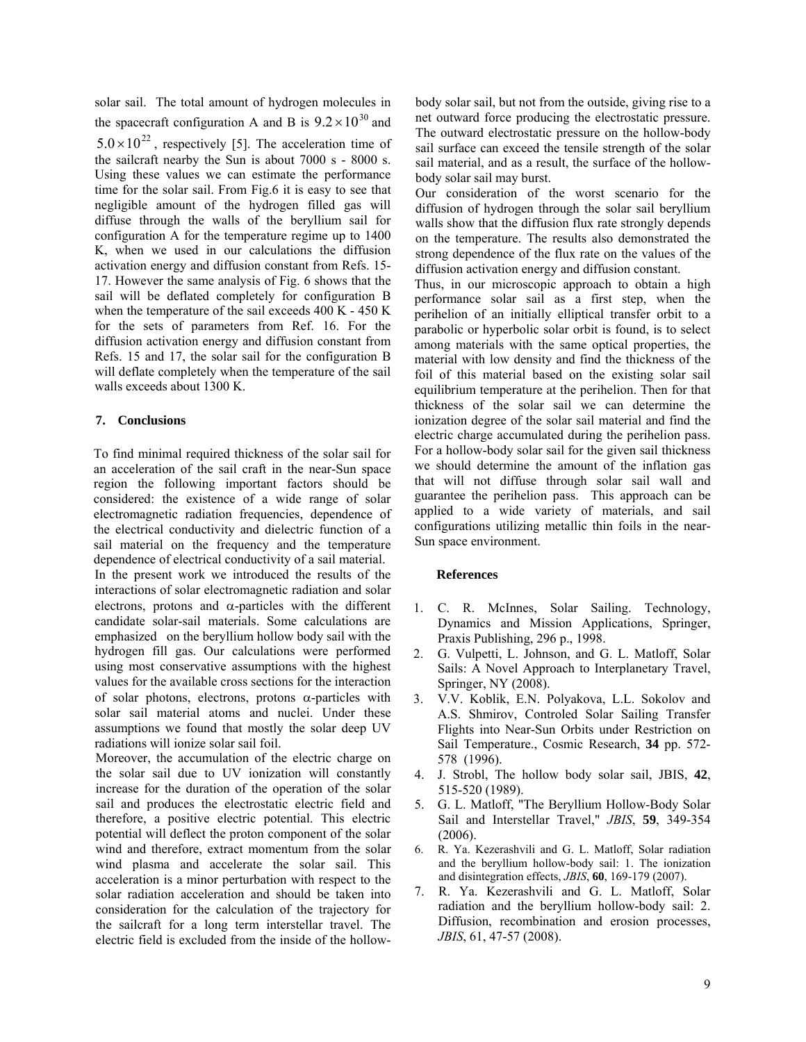solar sail. The total amount of hydrogen molecules in the spacecraft configuration A and B is $9.2 \times 10^{30}$ and $5.0 \times 10^{22}$, respectively [5]. The acceleration time of the sailcraft nearby the Sun is about 7000 s - 8000 s. Using these values we can estimate the performance time for the solar sail. From Fig.6 it is easy to see that negligible amount of the hydrogen filled gas will diffuse through the walls of the beryllium sail for configuration A for the temperature regime up to 1400 K, when we used in our calculations the diffusion activation energy and diffusion constant from Refs. 15-17. However the same analysis of Fig. 6 shows that the sail will be deflated completely for configuration B when the temperature of the sail exceeds 400 K - 450 K for the sets of parameters from Ref. 16. For the diffusion activation energy and diffusion constant from Refs. 15 and 17, the solar sail for the configuration B will deflate completely when the temperature of the sail walls exceeds about 1300 K.

## 7. Conclusions

To find minimal required thickness of the solar sail for an acceleration of the sail craft in the near-Sun space region the following important factors should be considered: the existence of a wide range of solar electromagnetic radiation frequencies, dependence of the electrical conductivity and dielectric function of a sail material on the frequency and the temperature dependence of electrical conductivity of a sail material.

In the present work we introduced the results of the interactions of solar electromagnetic radiation and solar electrons, protons and $\alpha$-particles with the different candidate solar-sail materials. Some calculations are emphasized on the beryllium hollow body sail with the hydrogen fill gas. Our calculations were performed using most conservative assumptions with the highest values for the available cross sections for the interaction of solar photons, electrons, protons $\alpha$-particles with solar sail material atoms and nuclei. Under these assumptions we found that mostly the solar deep UV radiations will ionize solar sail foil.

Moreover, the accumulation of the electric charge on the solar sail due to UV ionization will constantly increase for the duration of the operation of the solar sail and produces the electrostatic electric field and therefore, a positive electric potential. This electric potential will deflect the proton component of the solar wind and therefore, extract momentum from the solar wind plasma and accelerate the solar sail. This acceleration is a minor perturbation with respect to the solar radiation acceleration and should be taken into consideration for the calculation of the trajectory for the sailcraft for a long term interstellar travel. The electric field is excluded from the inside of the hollow-body solar sail, but not from the outside, giving rise to a net outward force producing the electrostatic pressure. The outward electrostatic pressure on the hollow-body sail surface can exceed the tensile strength of the solar sail material, and as a result, the surface of the hollow-body solar sail may burst.

Our consideration of the worst scenario for the diffusion of hydrogen through the solar sail beryllium walls show that the diffusion flux rate strongly depends on the temperature. The results also demonstrated the strong dependence of the flux rate on the values of the diffusion activation energy and diffusion constant.

Thus, in our microscopic approach to obtain a high performance solar sail as a first step, when the perihelion of an initially elliptical transfer orbit to a parabolic or hyperbolic solar orbit is found, is to select among materials with the same optical properties, the material with low density and find the thickness of the foil of this material based on the existing solar sail equilibrium temperature at the perihelion. Then for that thickness of the solar sail we can determine the ionization degree of the solar sail material and find the electric charge accumulated during the perihelion pass. For a hollow-body solar sail for the given sail thickness we should determine the amount of the inflation gas that will not diffuse through solar sail wall and guarantee the perihelion pass. This approach can be applied to a wide variety of materials, and sail configurations utilizing metallic thin foils in the near-Sun space environment.

### References

1. C. R. McInnes, Solar Sailing. Technology, Dynamics and Mission Applications, Springer, Praxis Publishing, 296 p., 1998.
2. G. Vulpetti, L. Johnson, and G. L. Matloff, Solar Sails: A Novel Approach to Interplanetary Travel, Springer, NY (2008).
3. V.V. Koblik, E.N. Polyakova, L.L. Sokolov and A.S. Shmirov, Controled Solar Sailing Transfer Flights into Near-Sun Orbits under Restriction on Sail Temperature., Cosmic Research, **34** pp. 572-578 (1996).
4. J. Strobl, The hollow body solar sail, JBIS, **42**, 515-520 (1989).
5. G. L. Matloff, "The Beryllium Hollow-Body Solar Sail and Interstellar Travel," *JBIS*, **59**, 349-354 (2006).
6. R. Ya. Kezerashvili and G. L. Matloff, Solar radiation and the beryllium hollow-body sail: 1. The ionization and disintegration effects, *JBIS*, **60**, 169-179 (2007).
7. R. Ya. Kezerashvili and G. L. Matloff, Solar radiation and the beryllium hollow-body sail: 2. Diffusion, recombination and erosion processes, *JBIS*, 61, 47-57 (2008).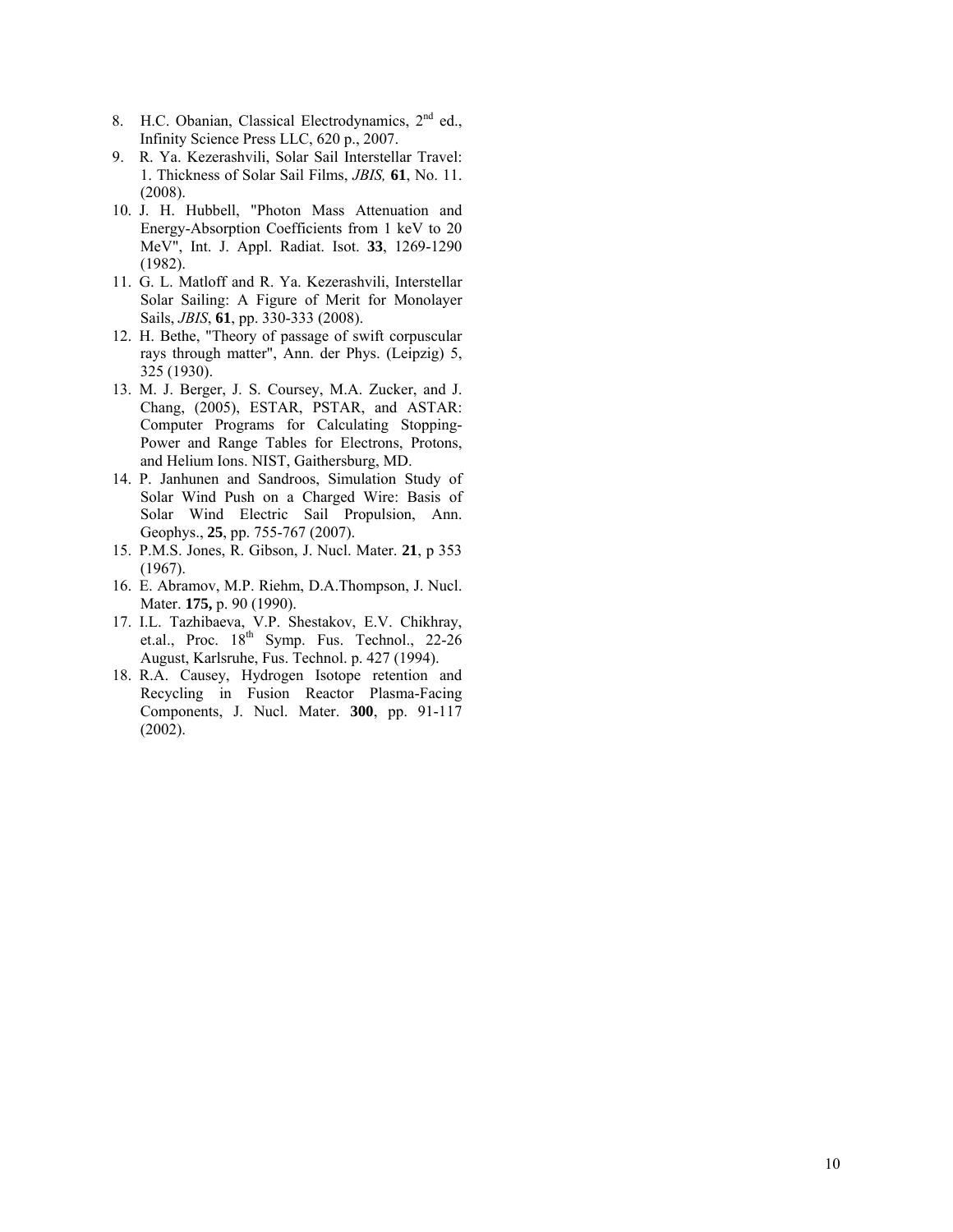8. H.C. Obanian, Classical Electrodynamics, 2nd ed., Infinity Science Press LLC, 620 p., 2007.
9. R. Ya. Kezerashvili, Solar Sail Interstellar Travel: 1. Thickness of Solar Sail Films, *JBIS,* **61**, No. 11. (2008).
10. J. H. Hubbell, "Photon Mass Attenuation and Energy-Absorption Coefficients from 1 keV to 20 MeV", Int. J. Appl. Radiat. Isot. **33**, 1269-1290 (1982).
11. G. L. Matloff and R. Ya. Kezerashvili, Interstellar Solar Sailing: A Figure of Merit for Monolayer Sails, *JBIS*, **61**, pp. 330-333 (2008).
12. H. Bethe, "Theory of passage of swift corpuscular rays through matter", Ann. der Phys. (Leipzig) 5, 325 (1930).
13. M. J. Berger, J. S. Coursey, M.A. Zucker, and J. Chang, (2005), ESTAR, PSTAR, and ASTAR: Computer Programs for Calculating Stopping-Power and Range Tables for Electrons, Protons, and Helium Ions. NIST, Gaithersburg, MD.
14. P. Janhunen and Sandroos, Simulation Study of Solar Wind Push on a Charged Wire: Basis of Solar Wind Electric Sail Propulsion, Ann. Geophys., **25**, pp. 755-767 (2007).
15. P.M.S. Jones, R. Gibson, J. Nucl. Mater. **21**, p 353 (1967).
16. E. Abramov, M.P. Riehm, D.A.Thompson, J. Nucl. Mater. **175,** p. 90 (1990).
17. I.L. Tazhibaeva, V.P. Shestakov, E.V. Chikhray, et.al., Proc. 18th Symp. Fus. Technol., 22-26 August, Karlsruhe, Fus. Technol. p. 427 (1994).
18. R.A. Causey, Hydrogen Isotope retention and Recycling in Fusion Reactor Plasma-Facing Components, J. Nucl. Mater. **300**, pp. 91-117 (2002).